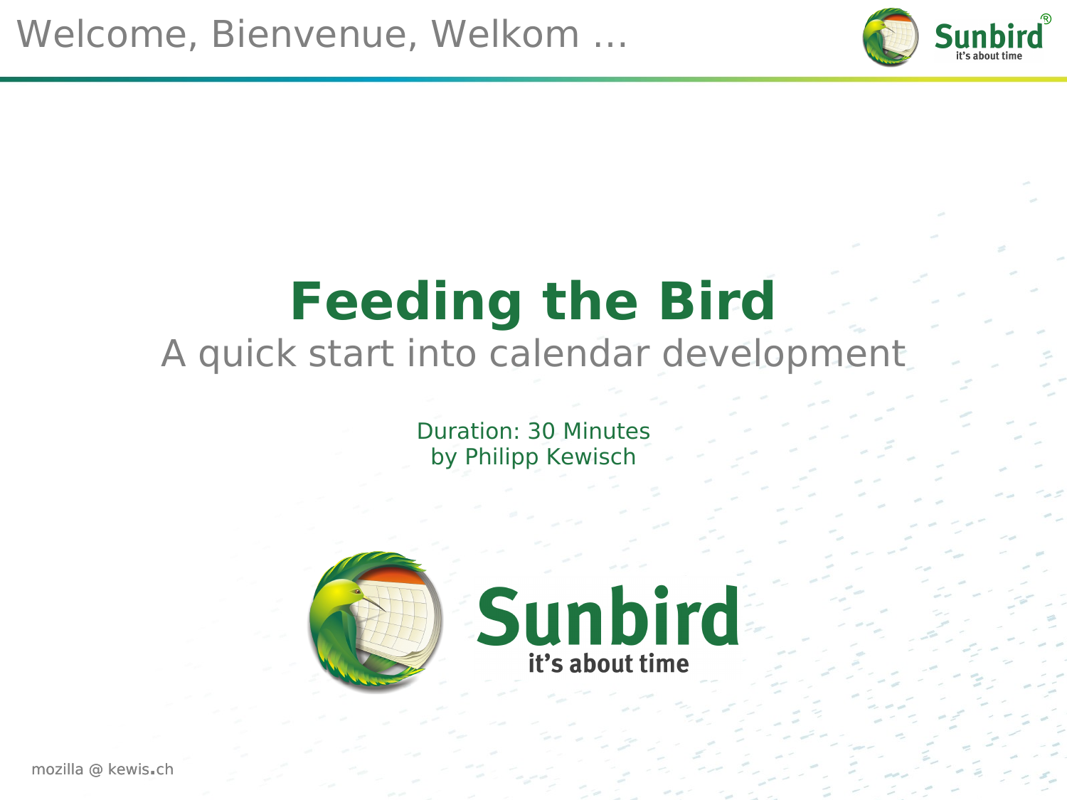Welcome, Bienvenue, Welkom ...

# Feeding the Bird

## A quick start into calendar development

Duration: 30 Minutes
by Philipp Kewisch

Sunbird
it's about time

mozilla @ kewis.ch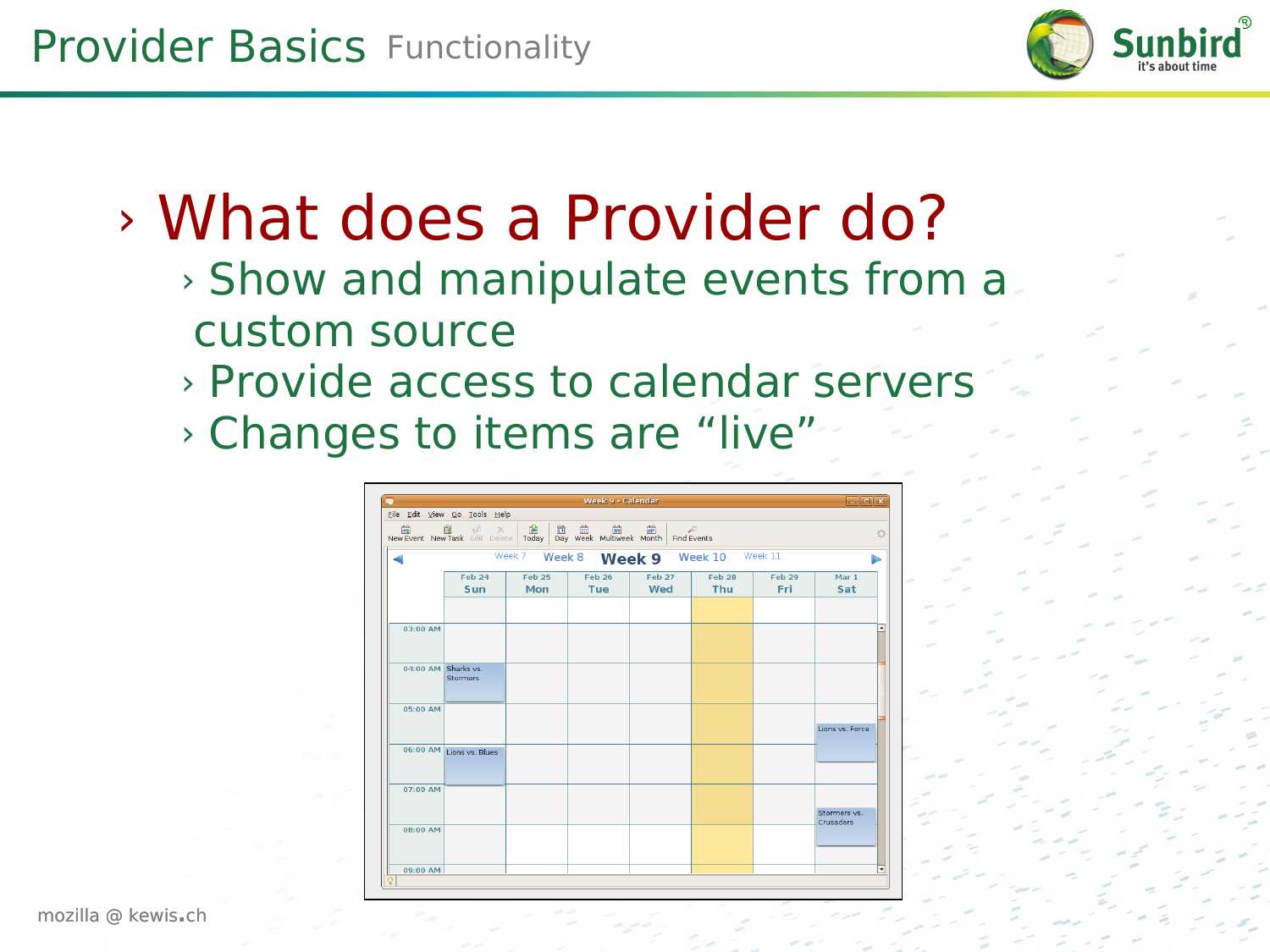# Provider Basics Functionality

## What does a Provider do?

- Show and manipulate events from a custom source
- Provide access to calendar servers
- Changes to items are “live”

mozilla @ kewis.ch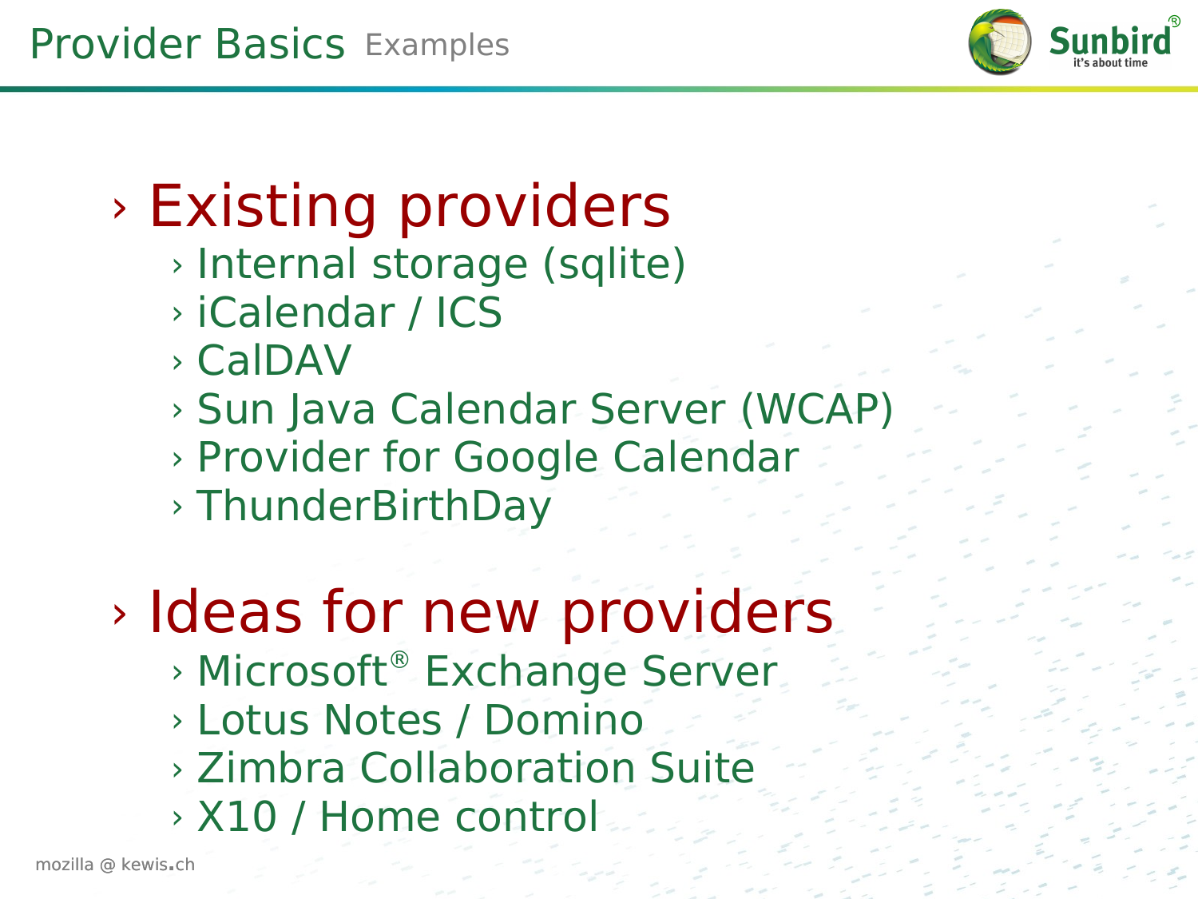# Provider Basics Examples

- Existing providers
  - Internal storage (sqlite)
  - iCalendar / ICS
  - CalDAV
  - Sun Java Calendar Server (WCAP)
  - Provider for Google Calendar
  - ThunderBirthDay
- Ideas for new providers
  - Microsoft® Exchange Server
  - Lotus Notes / Domino
  - Zimbra Collaboration Suite
  - X10 / Home control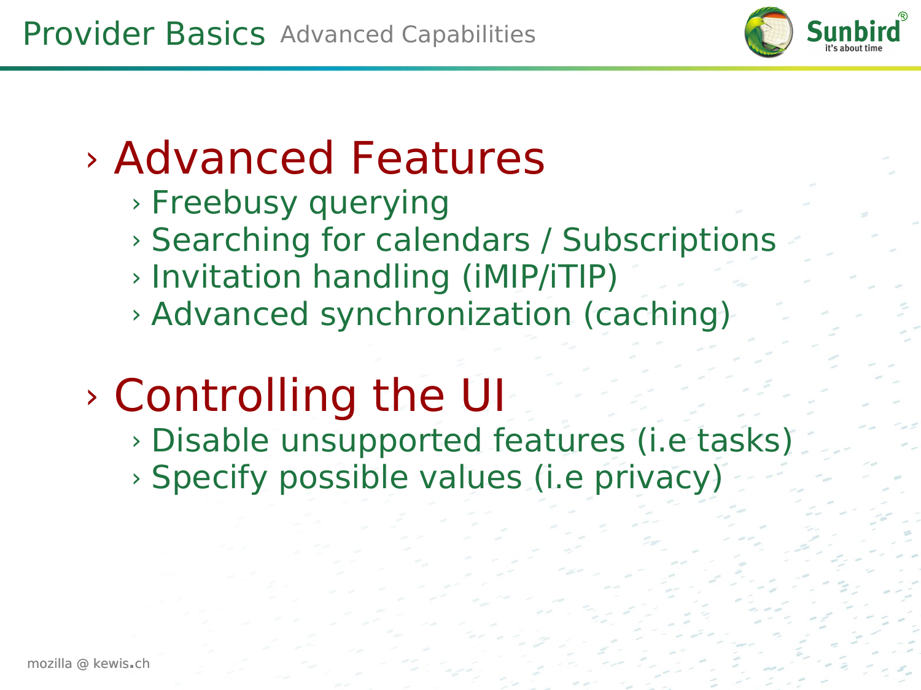# Provider Basics Advanced Capabilities

## Advanced Features

- Freebusy querying
- Searching for calendars / Subscriptions
- Invitation handling (iMIP/iTIP)
- Advanced synchronization (caching)

## Controlling the UI

- Disable unsupported features (i.e tasks)
- Specify possible values (i.e privacy)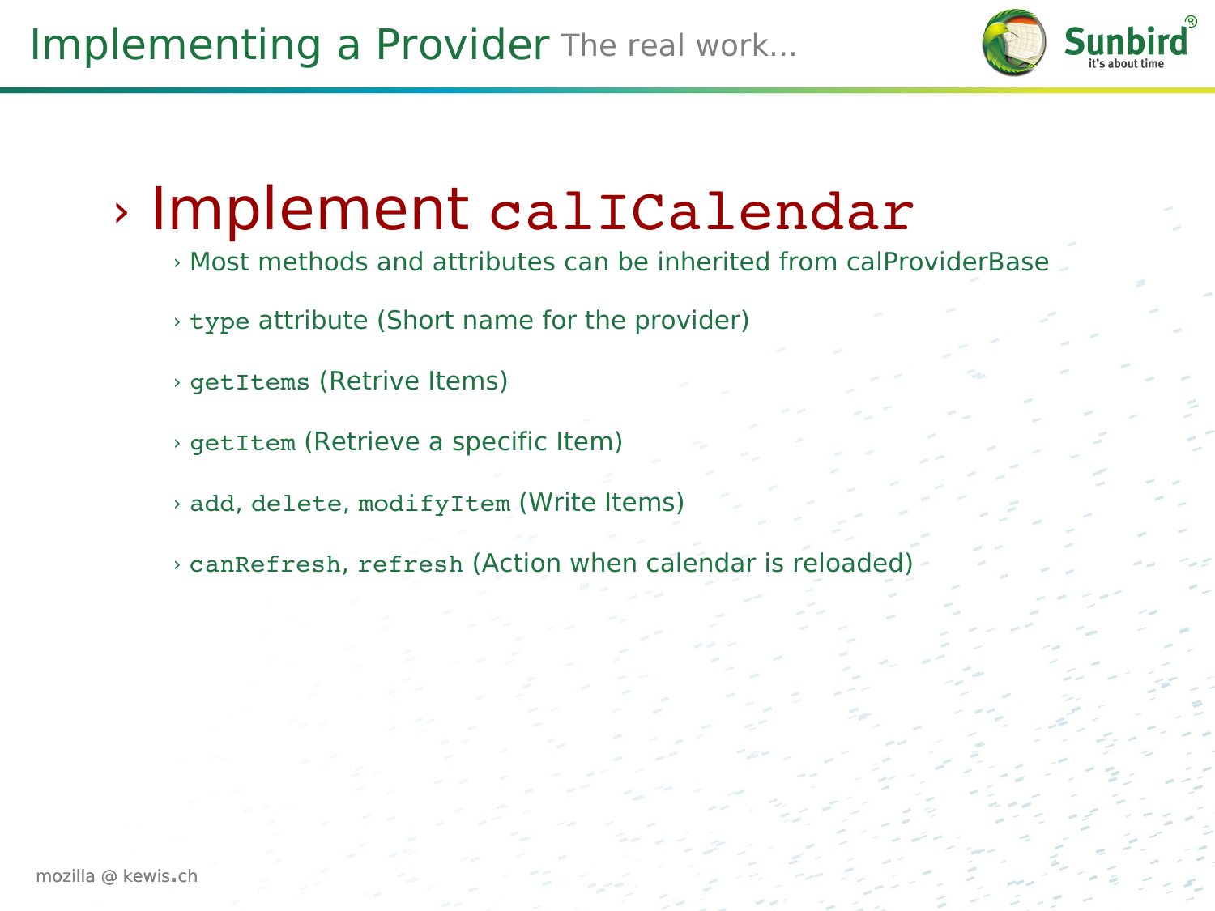# Implementing a Provider The real work...

- Implement `calICalendar`
  - Most methods and attributes can be inherited from calProviderBase
  - `type` attribute (Short name for the provider)
  - `getItems` (Retrive Items)
  - `getItem` (Retrieve a specific Item)
  - `add`, `delete`, `modifyItem` (Write Items)
  - `canRefresh`, `refresh` (Action when calendar is reloaded)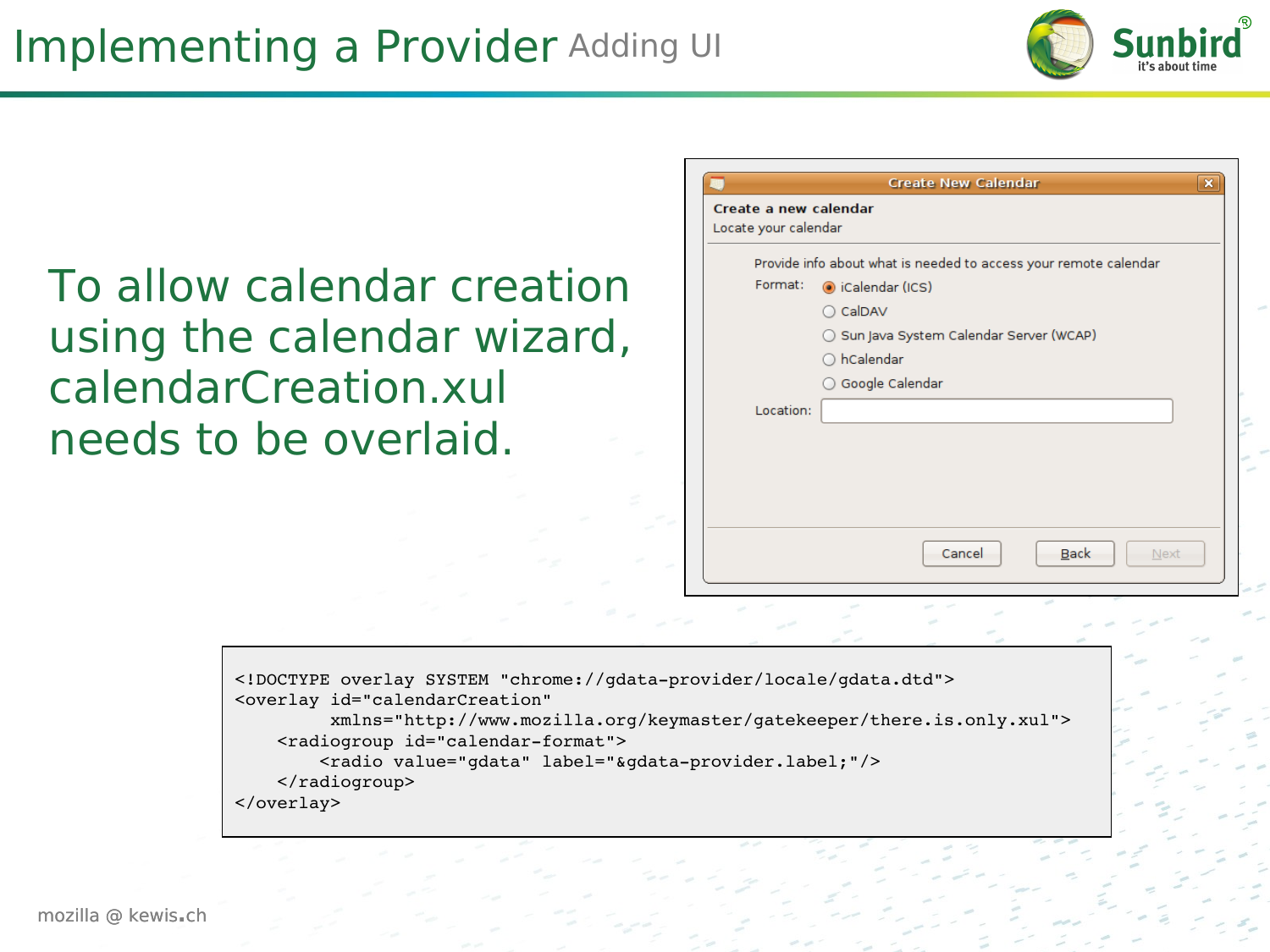# Implementing a Provider Adding UI

To allow calendar creation using the calendar wizard, calendarCreation.xul needs to be overlaid.

**Create New Calendar**

**Create a new calendar**

Locate your calendar

Provide info about what is needed to access your remote calendar

Format:
- (•) iCalendar (ICS)
- ( ) CalDAV
- ( ) Sun Java System Calendar Server (WCAP)
- ( ) hCalendar
- ( ) Google Calendar

Location:

Cancel | Back | Next

```
<!DOCTYPE overlay SYSTEM "chrome://gdata-provider/locale/gdata.dtd">
<overlay id="calendarCreation"
         xmlns="http://www.mozilla.org/keymaster/gatekeeper/there.is.only.xul">
    <radiogroup id="calendar-format">
        <radio value="gdata" label="&gdata-provider.label;"/>
    </radiogroup>
</overlay>
```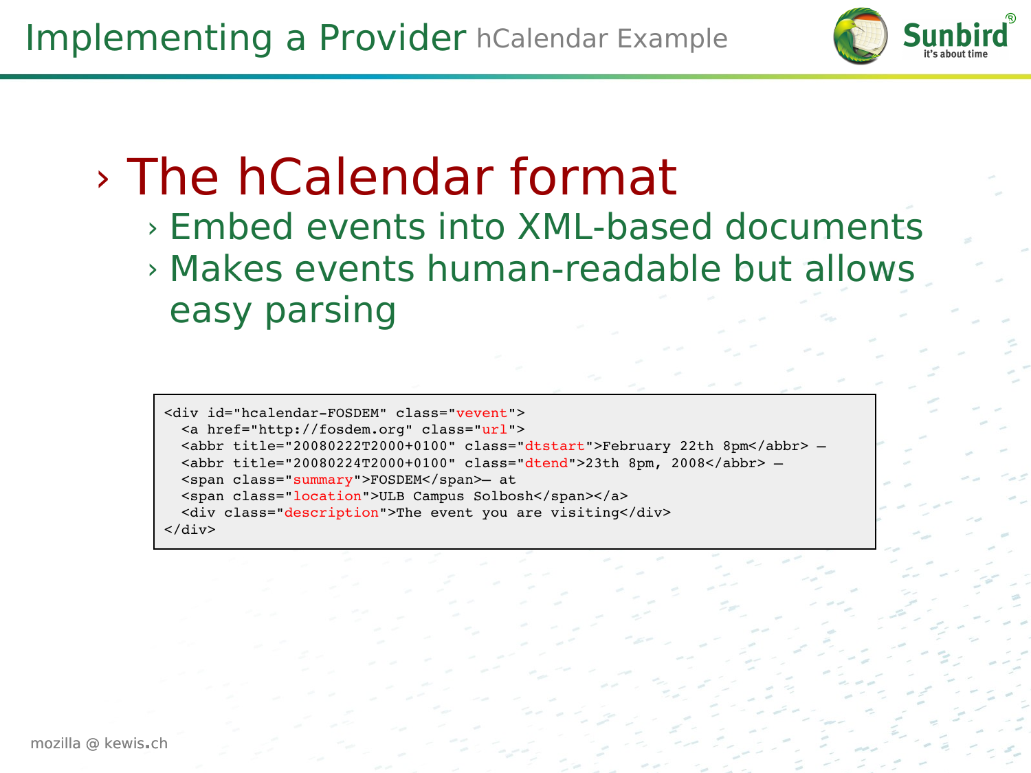# Implementing a Provider hCalendar Example

## The hCalendar format

- Embed events into XML-based documents
- Makes events human-readable but allows easy parsing

```
<div id="hcalendar-FOSDEM" class="vevent">
  <a href="http://fosdem.org" class="url">
  <abbr title="20080222T2000+0100" class="dtstart">February 22th 8pm</abbr> –
  <abbr title="20080224T2000+0100" class="dtend">23th 8pm, 2008</abbr> –
  <span class="summary">FOSDEM</span>– at
  <span class="location">ULB Campus Solbosh</span></a>
  <div class="description">The event you are visiting</div>
</div>
```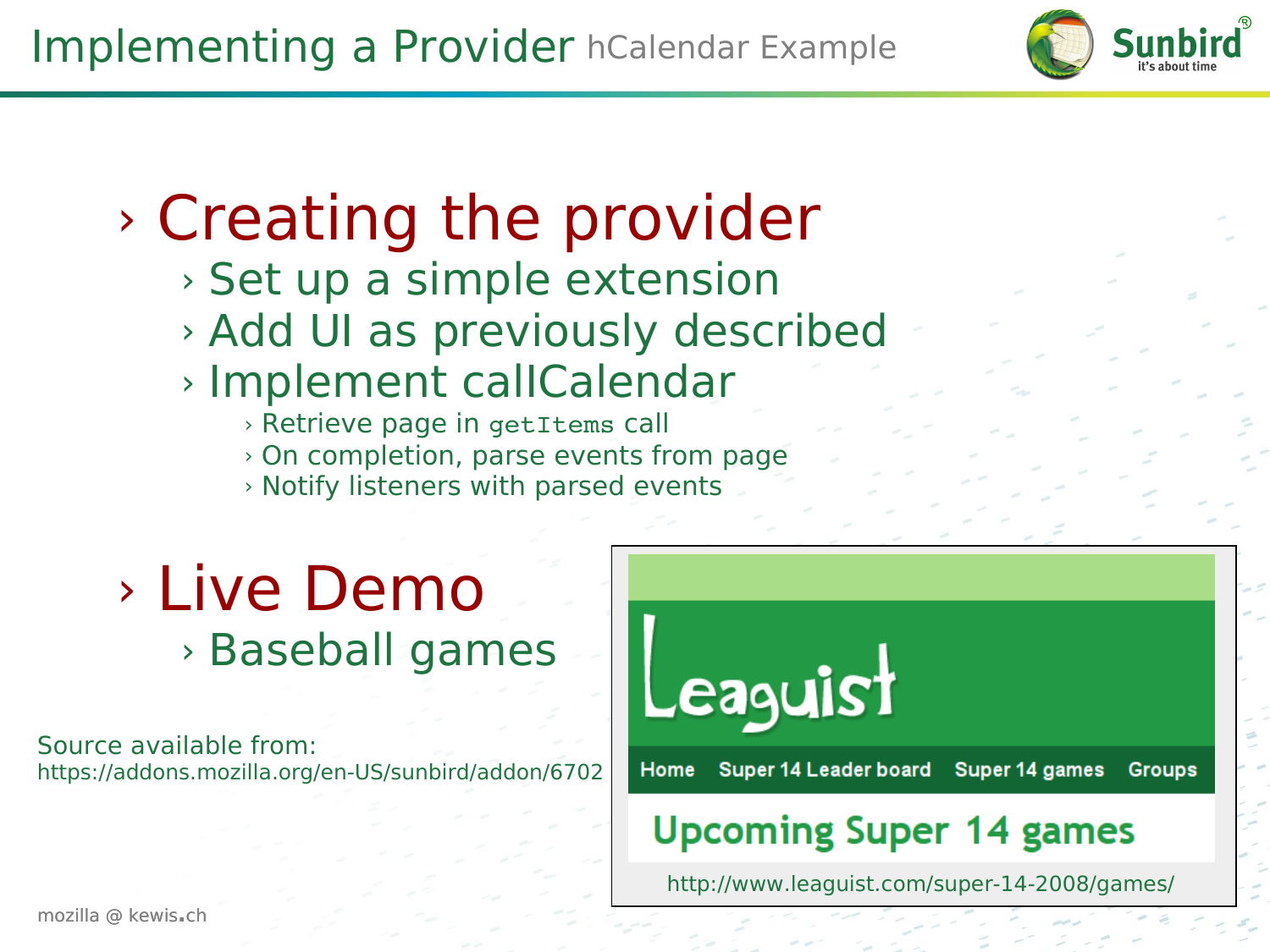# Implementing a Provider hCalendar Example

## Creating the provider

- Set up a simple extension
- Add UI as previously described
- Implement callCalendar
  - Retrieve page in `getItems` call
  - On completion, parse events from page
  - Notify listeners with parsed events

## Live Demo

- Baseball games

Source available from:
https://addons.mozilla.org/en-US/sunbird/addon/6702

Leaguist

Home Super 14 Leader board Super 14 games Groups

Upcoming Super 14 games

http://www.leaguist.com/super-14-2008/games/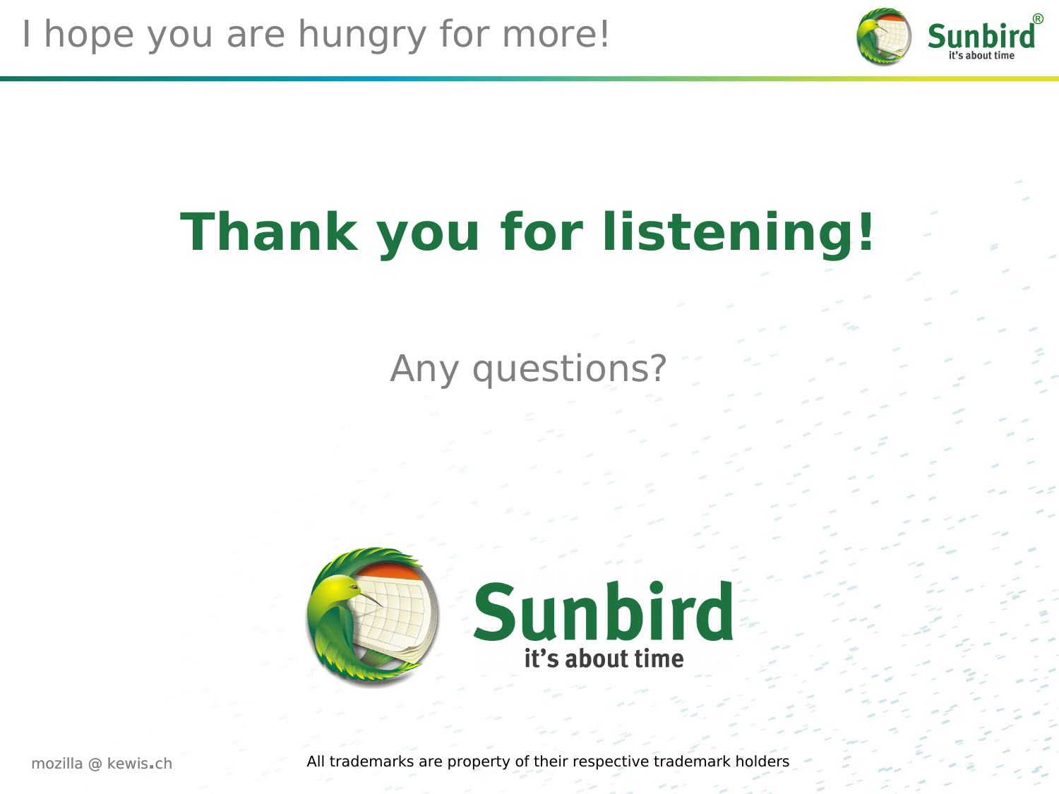# I hope you are hungry for more!

## Thank you for listening!

Any questions?

Sunbird
it's about time

mozilla @ kewis.ch

All trademarks are property of their respective trademark holders